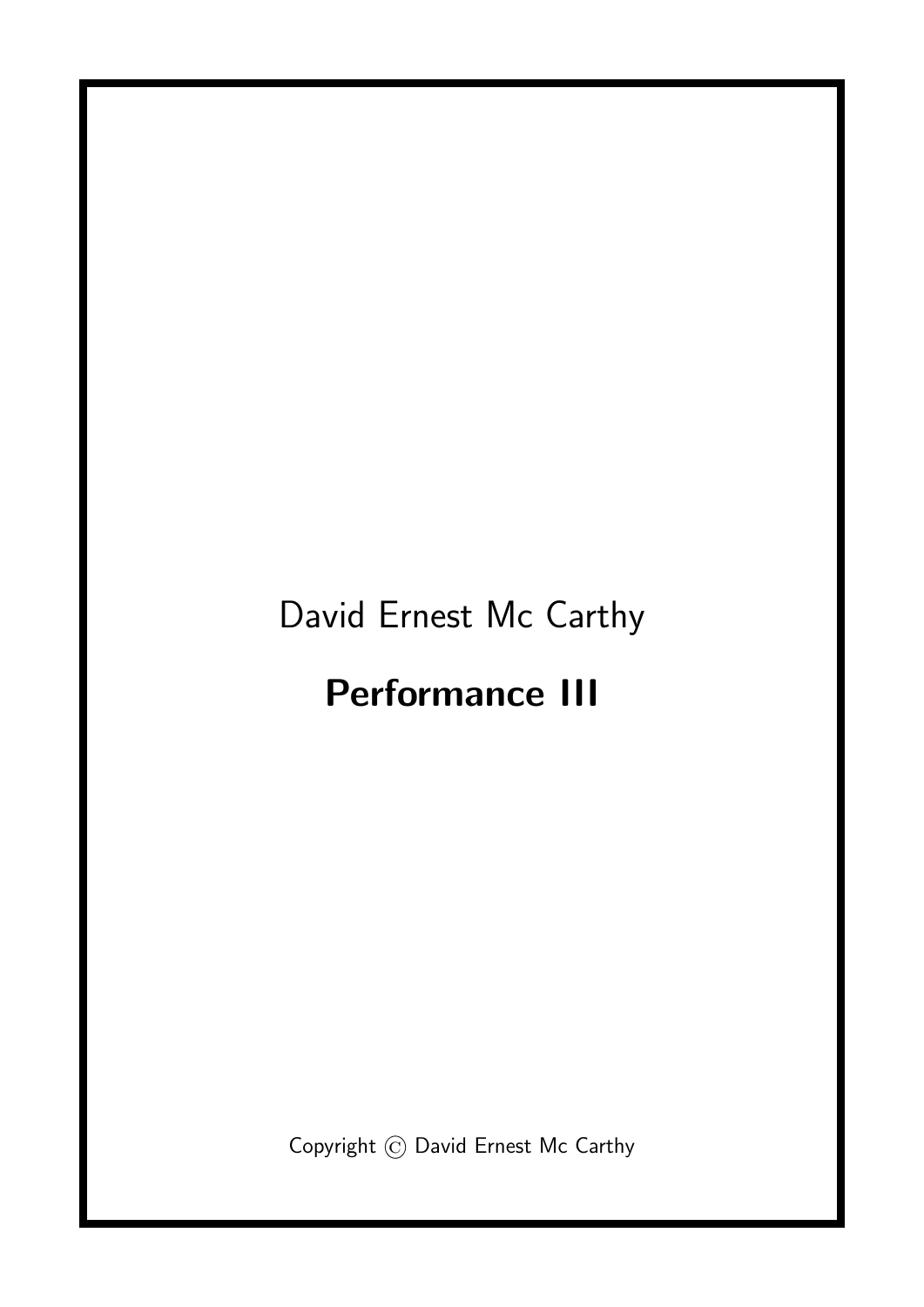David Ernest Mc Carthy

# Performance III

Copyright © David Ernest Mc Carthy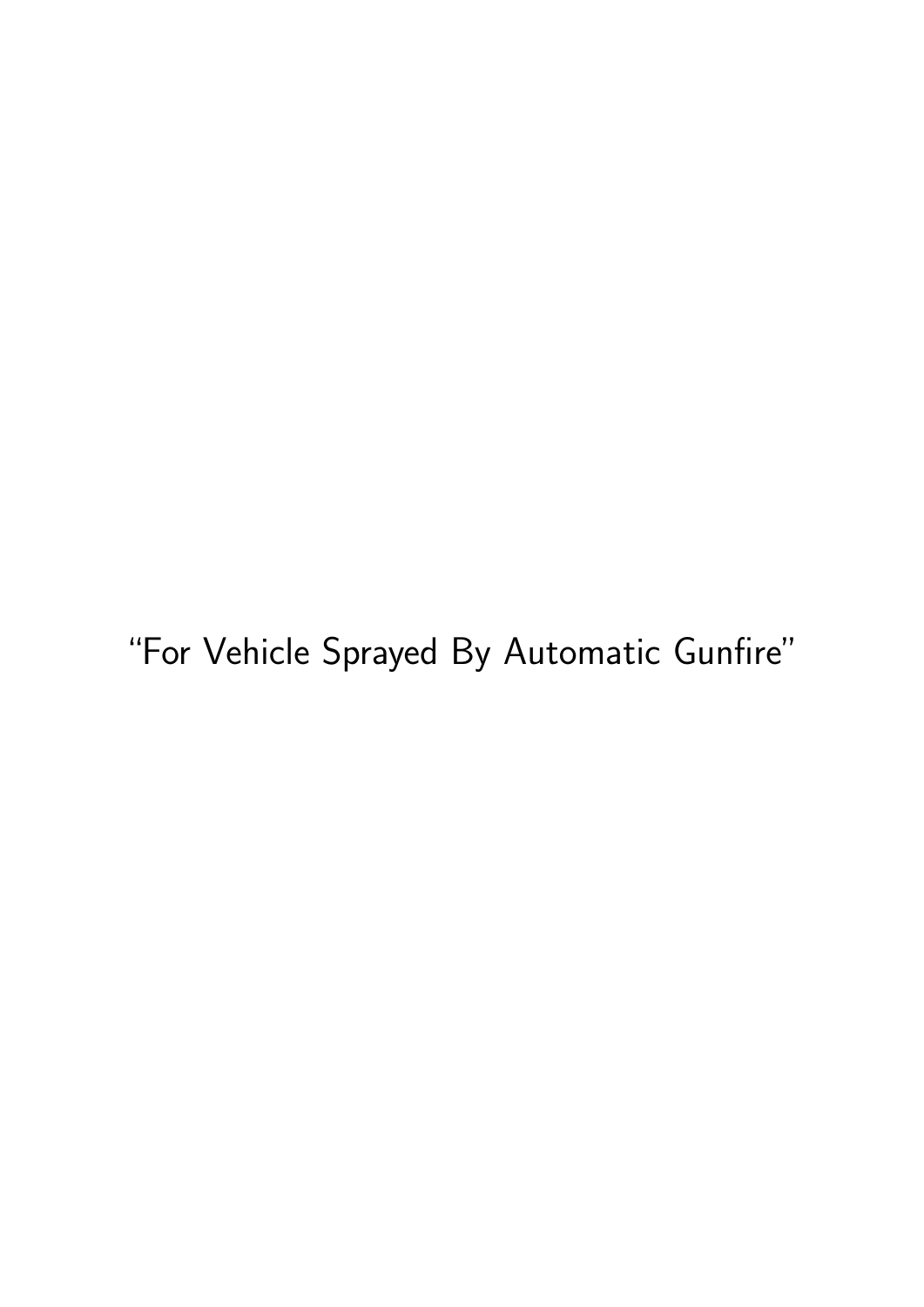"For Vehicle Sprayed By Automatic Gunfire"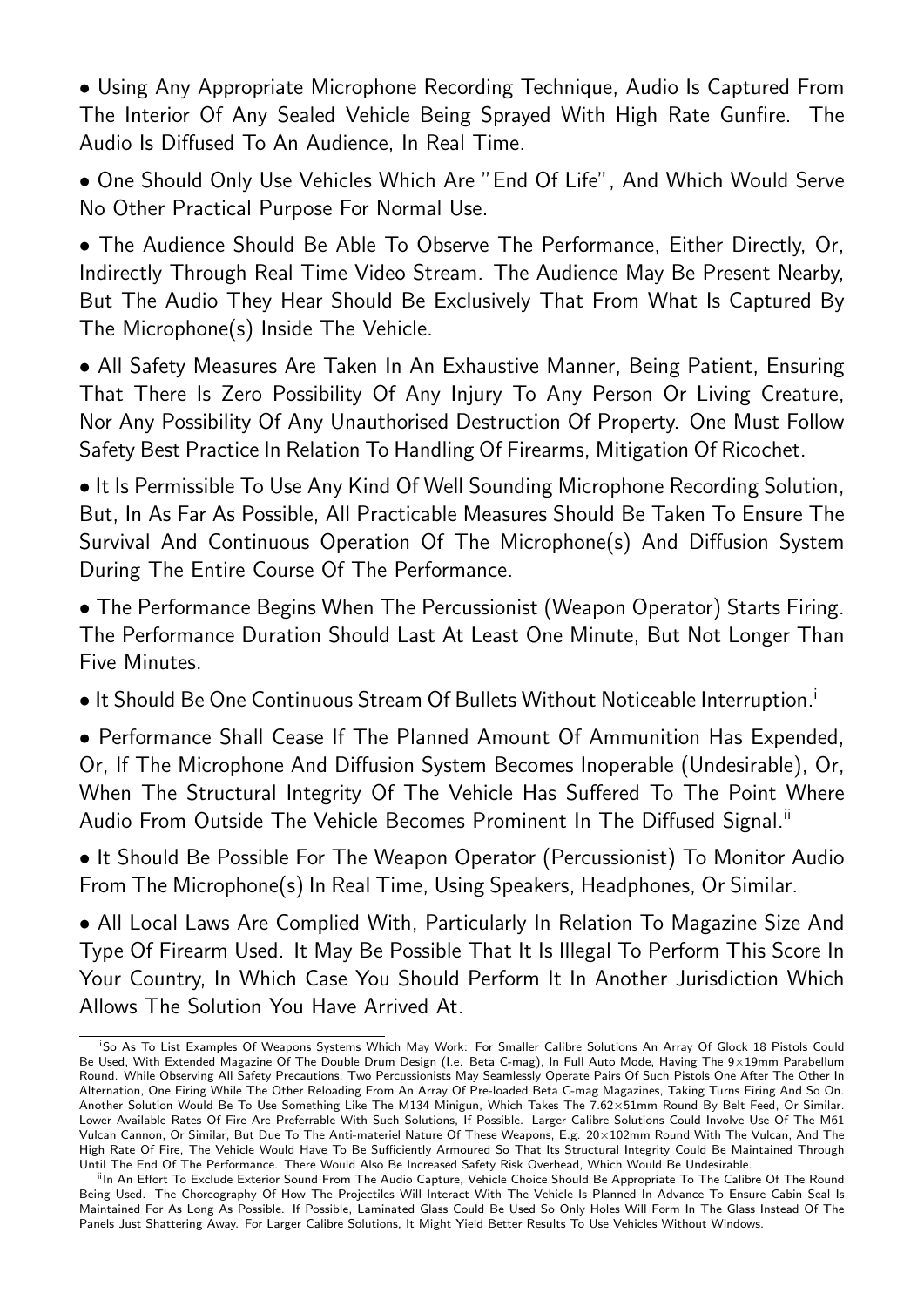• Using Any Appropriate Microphone Recording Technique, Audio Is Captured From The Interior Of Any Sealed Vehicle Being Sprayed With High Rate Gunfire. The Audio Is Diffused To An Audience, In Real Time.

• One Should Only Use Vehicles Which Are "End Of Life", And Which Would Serve No Other Practical Purpose For Normal Use.

• The Audience Should Be Able To Observe The Performance, Either Directly, Or, Indirectly Through Real Time Video Stream. The Audience May Be Present Nearby, But The Audio They Hear Should Be Exclusively That From What Is Captured By The Microphone(s) Inside The Vehicle.

• All Safety Measures Are Taken In An Exhaustive Manner, Being Patient, Ensuring That There Is Zero Possibility Of Any Injury To Any Person Or Living Creature, Nor Any Possibility Of Any Unauthorised Destruction Of Property. One Must Follow Safety Best Practice In Relation To Handling Of Firearms, Mitigation Of Ricochet.

• It Is Permissible To Use Any Kind Of Well Sounding Microphone Recording Solution, But, In As Far As Possible, All Practicable Measures Should Be Taken To Ensure The Survival And Continuous Operation Of The Microphone(s) And Diffusion System During The Entire Course Of The Performance.

• The Performance Begins When The Percussionist (Weapon Operator) Starts Firing. The Performance Duration Should Last At Least One Minute, But Not Longer Than Five Minutes.

• It Should Be One Continuous Stream Of Bullets Without Noticeable Interruption.[i]

• Performance Shall Cease If The Planned Amount Of Ammunition Has Expended, Or, If The Microphone And Diffusion System Becomes Inoperable (Undesirable), Or, When The Structural Integrity Of The Vehicle Has Suffered To The Point Where Audio From Outside The Vehicle Becomes Prominent In The Diffused Signal.[ii]

• It Should Be Possible For The Weapon Operator (Percussionist) To Monitor Audio From The Microphone(s) In Real Time, Using Speakers, Headphones, Or Similar.

• All Local Laws Are Complied With, Particularly In Relation To Magazine Size And Type Of Firearm Used. It May Be Possible That It Is Illegal To Perform This Score In Your Country, In Which Case You Should Perform It In Another Jurisdiction Which Allows The Solution You Have Arrived At.

---

[i] So As To List Examples Of Weapons Systems Which May Work: For Smaller Calibre Solutions An Array Of Glock 18 Pistols Could Be Used, With Extended Magazine Of The Double Drum Design (I.e. Beta C-mag), In Full Auto Mode, Having The 9×19mm Parabellum Round. While Observing All Safety Precautions, Two Percussionists May Seamlessly Operate Pairs Of Such Pistols One After The Other In Alternation, One Firing While The Other Reloading From An Array Of Pre-loaded Beta C-mag Magazines, Taking Turns Firing And So On. Another Solution Would Be To Use Something Like The M134 Minigun, Which Takes The 7.62×51mm Round By Belt Feed, Or Similar. Lower Available Rates Of Fire Are Preferrable With Such Solutions, If Possible. Larger Calibre Solutions Could Involve Use Of The M61 Vulcan Cannon, Or Similar, But Due To The Anti-materiel Nature Of These Weapons, E.g. 20×102mm Round With The Vulcan, And The High Rate Of Fire, The Vehicle Would Have To Be Sufficiently Armoured So That Its Structural Integrity Could Be Maintained Through Until The End Of The Performance. There Would Also Be Increased Safety Risk Overhead, Which Would Be Undesirable.

[ii] In An Effort To Exclude Exterior Sound From The Audio Capture, Vehicle Choice Should Be Appropriate To The Calibre Of The Round Being Used. The Choreography Of How The Projectiles Will Interact With The Vehicle Is Planned In Advance To Ensure Cabin Seal Is Maintained For As Long As Possible. If Possible, Laminated Glass Could Be Used So Only Holes Will Form In The Glass Instead Of The Panels Just Shattering Away. For Larger Calibre Solutions, It Might Yield Better Results To Use Vehicles Without Windows.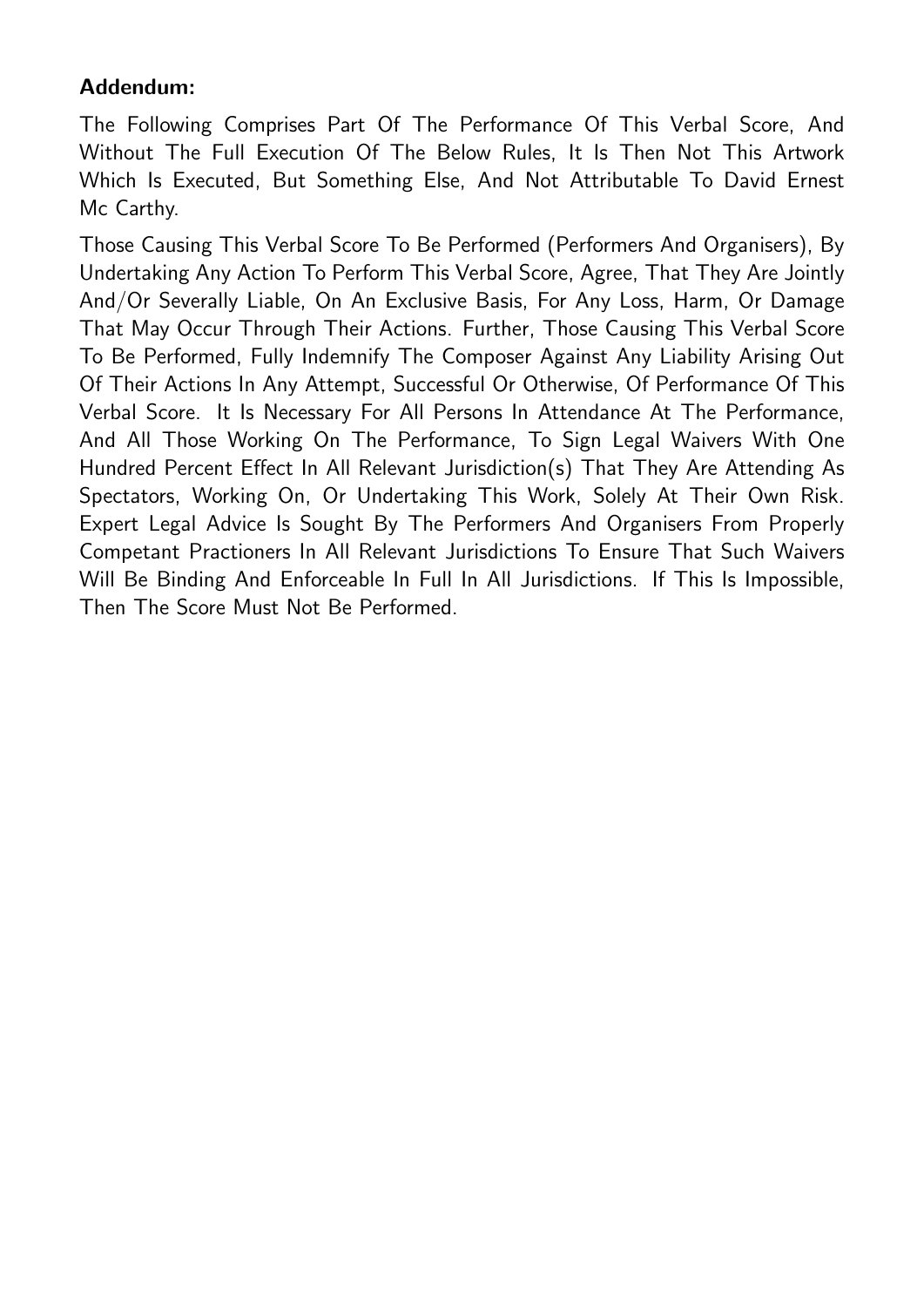**Addendum:**

The Following Comprises Part Of The Performance Of This Verbal Score, And Without The Full Execution Of The Below Rules, It Is Then Not This Artwork Which Is Executed, But Something Else, And Not Attributable To David Ernest Mc Carthy.

Those Causing This Verbal Score To Be Performed (Performers And Organisers), By Undertaking Any Action To Perform This Verbal Score, Agree, That They Are Jointly And/Or Severally Liable, On An Exclusive Basis, For Any Loss, Harm, Or Damage That May Occur Through Their Actions. Further, Those Causing This Verbal Score To Be Performed, Fully Indemnify The Composer Against Any Liability Arising Out Of Their Actions In Any Attempt, Successful Or Otherwise, Of Performance Of This Verbal Score. It Is Necessary For All Persons In Attendance At The Performance, And All Those Working On The Performance, To Sign Legal Waivers With One Hundred Percent Effect In All Relevant Jurisdiction(s) That They Are Attending As Spectators, Working On, Or Undertaking This Work, Solely At Their Own Risk. Expert Legal Advice Is Sought By The Performers And Organisers From Properly Competant Practioners In All Relevant Jurisdictions To Ensure That Such Waivers Will Be Binding And Enforceable In Full In All Jurisdictions. If This Is Impossible, Then The Score Must Not Be Performed.